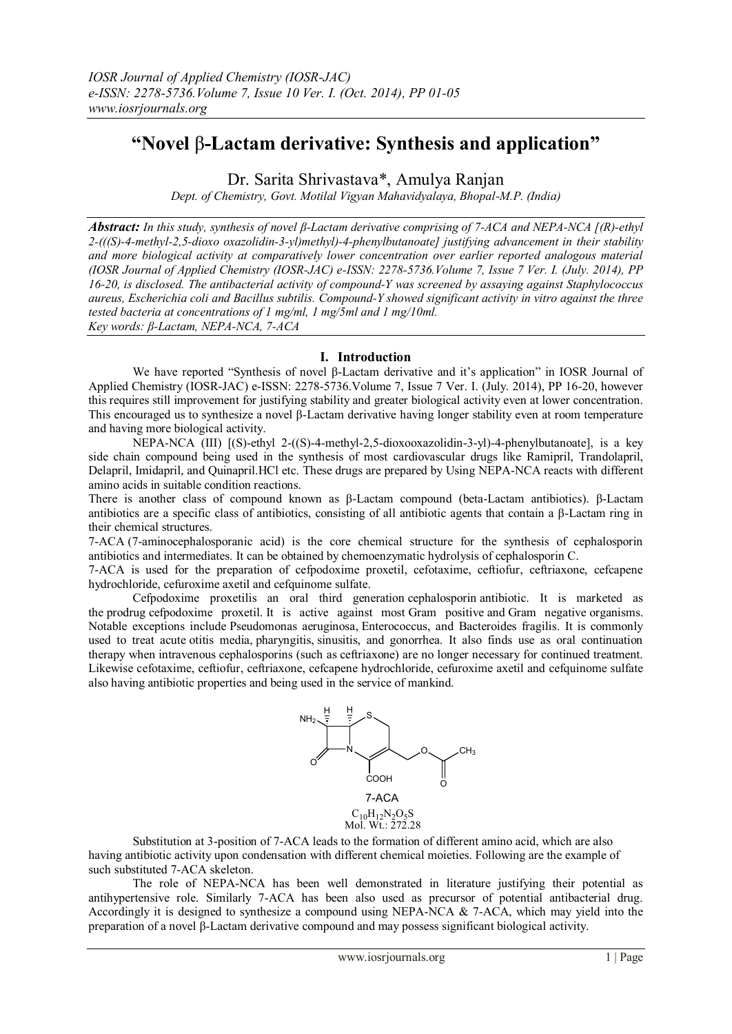# "Novel β-Lactam derivative: Synthesis and application"

Dr. Sarita Shrivastava*, Amulya Ranjan

*Dept. of Chemistry, Govt. Motilal Vigyan Mahavidyalaya, Bhopal-M.P. (India)*

***Abstract:*** *In this study, synthesis of novel β-Lactam derivative comprising of 7-ACA and NEPA-NCA [(R)-ethyl 2-(((S)-4-methyl-2,5-dioxo oxazolidin-3-yl)methyl)-4-phenylbutanoate] justifying advancement in their stability and more biological activity at comparatively lower concentration over earlier reported analogous material (IOSR Journal of Applied Chemistry (IOSR-JAC) e-ISSN: 2278-5736.Volume 7, Issue 7 Ver. I. (July. 2014), PP 16-20, is disclosed. The antibacterial activity of compound-Y was screened by assaying against Staphylococcus aureus, Escherichia coli and Bacillus subtilis. Compound-Y showed significant activity in vitro against the three tested bacteria at concentrations of 1 mg/ml, 1 mg/5ml and 1 mg/10ml.*

*Key words: β-Lactam, NEPA-NCA, 7-ACA*

## I. Introduction

We have reported "Synthesis of novel β-Lactam derivative and it's application" in IOSR Journal of Applied Chemistry (IOSR-JAC) e-ISSN: 2278-5736.Volume 7, Issue 7 Ver. I. (July. 2014), PP 16-20, however this requires still improvement for justifying stability and greater biological activity even at lower concentration. This encouraged us to synthesize a novel β-Lactam derivative having longer stability even at room temperature and having more biological activity.

NEPA-NCA (III) [(S)-ethyl 2-((S)-4-methyl-2,5-dioxooxazolidin-3-yl)-4-phenylbutanoate], is a key side chain compound being used in the synthesis of most cardiovascular drugs like Ramipril, Trandolapril, Delapril, Imidapril, and Quinapril.HCl etc. These drugs are prepared by Using NEPA-NCA reacts with different amino acids in suitable condition reactions.

There is another class of compound known as β-Lactam compound (beta-Lactam antibiotics). β-Lactam antibiotics are a specific class of antibiotics, consisting of all antibiotic agents that contain a β-Lactam ring in their chemical structures.

7-ACA (7-aminocephalosporanic acid) is the core chemical structure for the synthesis of cephalosporin antibiotics and intermediates. It can be obtained by chemoenzymatic hydrolysis of cephalosporin C.

7-ACA is used for the preparation of cefpodoxime proxetil, cefotaxime, ceftiofur, ceftriaxone, cefcapene hydrochloride, cefuroxime axetil and cefquinome sulfate.

Cefpodoxime proxetilis an oral third generation cephalosporin antibiotic. It is marketed as the prodrug cefpodoxime proxetil. It is active against most Gram positive and Gram negative organisms. Notable exceptions include Pseudomonas aeruginosa, Enterococcus, and Bacteroides fragilis. It is commonly used to treat acute otitis media, pharyngitis, sinusitis, and gonorrhea. It also finds use as oral continuation therapy when intravenous cephalosporins (such as ceftriaxone) are no longer necessary for continued treatment. Likewise cefotaxime, ceftiofur, ceftriaxone, cefcapene hydrochloride, cefuroxime axetil and cefquinome sulfate also having antibiotic properties and being used in the service of mankind.

7-ACA

$C_{10}H_{12}N_2O_5S$

Mol. Wt.: 272.28

Substitution at 3-position of 7-ACA leads to the formation of different amino acid, which are also having antibiotic activity upon condensation with different chemical moieties. Following are the example of such substituted 7-ACA skeleton.

The role of NEPA-NCA has been well demonstrated in literature justifying their potential as antihypertensive role. Similarly 7-ACA has been also used as precursor of potential antibacterial drug. Accordingly it is designed to synthesize a compound using NEPA-NCA & 7-ACA, which may yield into the preparation of a novel β-Lactam derivative compound and may possess significant biological activity.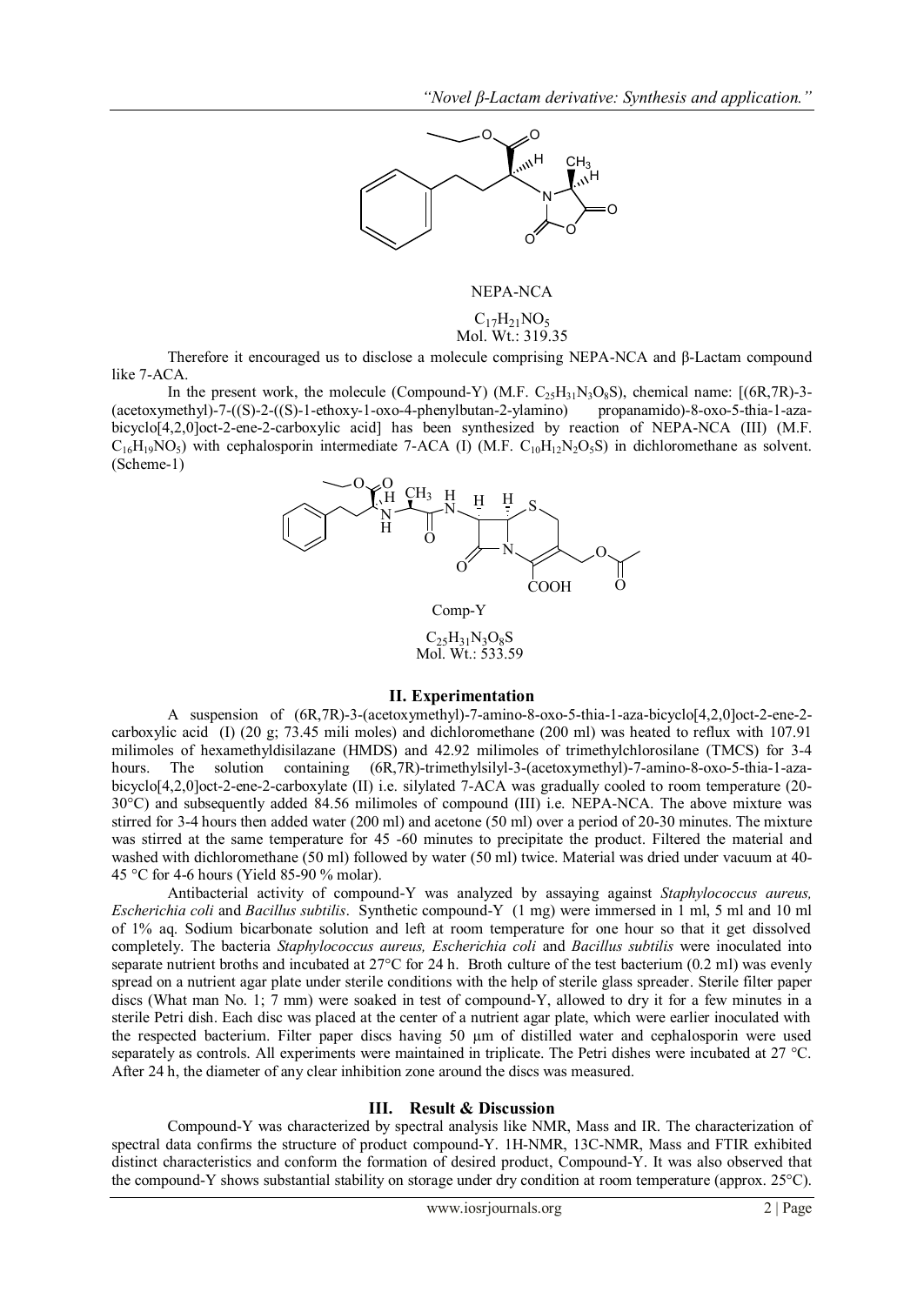NEPA-NCA

$C_{17}H_{21}NO_5$
Mol. Wt.: 319.35

Therefore it encouraged us to disclose a molecule comprising NEPA-NCA and β-Lactam compound like 7-ACA.

In the present work, the molecule (Compound-Y) (M.F. $C_{25}H_{31}N_3O_8S$), chemical name: [(6R,7R)-3-(acetoxymethyl)-7-((S)-2-((S)-1-ethoxy-1-oxo-4-phenylbutan-2-ylamino) propanamido)-8-oxo-5-thia-1-aza-bicyclo[4,2,0]oct-2-ene-2-carboxylic acid] has been synthesized by reaction of NEPA-NCA (III) (M.F. $C_{16}H_{19}NO_5$) with cephalosporin intermediate 7-ACA (I) (M.F. $C_{10}H_{12}N_2O_5S$) in dichloromethane as solvent. (Scheme-1)

Comp-Y

$C_{25}H_{31}N_3O_8S$
Mol. Wt.: 533.59

## II. Experimentation

A suspension of (6R,7R)-3-(acetoxymethyl)-7-amino-8-oxo-5-thia-1-aza-bicyclo[4,2,0]oct-2-ene-2-carboxylic acid (I) (20 g; 73.45 mili moles) and dichloromethane (200 ml) was heated to reflux with 107.91 milimoles of hexamethyldisilazane (HMDS) and 42.92 milimoles of trimethylchlorosilane (TMCS) for 3-4 hours. The solution containing (6R,7R)-trimethylsilyl-3-(acetoxymethyl)-7-amino-8-oxo-5-thia-1-aza-bicyclo[4,2,0]oct-2-ene-2-carboxylate (II) i.e. silylated 7-ACA was gradually cooled to room temperature (20-30°C) and subsequently added 84.56 milimoles of compound (III) i.e. NEPA-NCA. The above mixture was stirred for 3-4 hours then added water (200 ml) and acetone (50 ml) over a period of 20-30 minutes. The mixture was stirred at the same temperature for 45 -60 minutes to precipitate the product. Filtered the material and washed with dichloromethane (50 ml) followed by water (50 ml) twice. Material was dried under vacuum at 40-45 °C for 4-6 hours (Yield 85-90 % molar).

Antibacterial activity of compound-Y was analyzed by assaying against *Staphylococcus aureus, Escherichia coli* and *Bacillus subtilis*. Synthetic compound-Y (1 mg) were immersed in 1 ml, 5 ml and 10 ml of 1% aq. Sodium bicarbonate solution and left at room temperature for one hour so that it get dissolved completely. The bacteria *Staphylococcus aureus, Escherichia coli* and *Bacillus subtilis* were inoculated into separate nutrient broths and incubated at 27°C for 24 h. Broth culture of the test bacterium (0.2 ml) was evenly spread on a nutrient agar plate under sterile conditions with the help of sterile glass spreader. Sterile filter paper discs (What man No. 1; 7 mm) were soaked in test of compound-Y, allowed to dry it for a few minutes in a sterile Petri dish. Each disc was placed at the center of a nutrient agar plate, which were earlier inoculated with the respected bacterium. Filter paper discs having 50 µm of distilled water and cephalosporin were used separately as controls. All experiments were maintained in triplicate. The Petri dishes were incubated at 27 °C. After 24 h, the diameter of any clear inhibition zone around the discs was measured.

## III. Result & Discussion

Compound-Y was characterized by spectral analysis like NMR, Mass and IR. The characterization of spectral data confirms the structure of product compound-Y. 1H-NMR, 13C-NMR, Mass and FTIR exhibited distinct characteristics and conform the formation of desired product, Compound-Y. It was also observed that the compound-Y shows substantial stability on storage under dry condition at room temperature (approx. 25°C).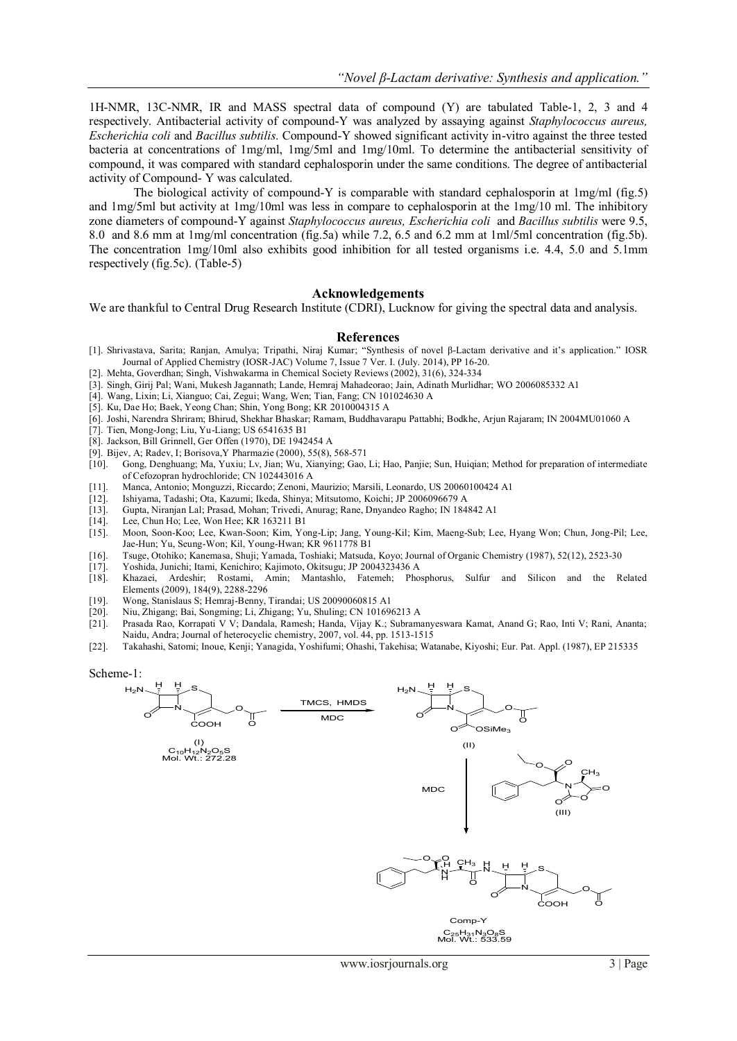1H-NMR, 13C-NMR, IR and MASS spectral data of compound (Y) are tabulated Table-1, 2, 3 and 4 respectively. Antibacterial activity of compound-Y was analyzed by assaying against *Staphylococcus aureus, Escherichia coli* and *Bacillus subtilis*. Compound-Y showed significant activity in-vitro against the three tested bacteria at concentrations of 1mg/ml, 1mg/5ml and 1mg/10ml. To determine the antibacterial sensitivity of compound, it was compared with standard cephalosporin under the same conditions. The degree of antibacterial activity of Compound- Y was calculated.

The biological activity of compound-Y is comparable with standard cephalosporin at 1mg/ml (fig.5) and 1mg/5ml but activity at 1mg/10ml was less in compare to cephalosporin at the 1mg/10 ml. The inhibitory zone diameters of compound-Y against *Staphylococcus aureus, Escherichia coli* and *Bacillus subtilis* were 9.5, 8.0 and 8.6 mm at 1mg/ml concentration (fig.5a) while 7.2, 6.5 and 6.2 mm at 1ml/5ml concentration (fig.5b). The concentration 1mg/10ml also exhibits good inhibition for all tested organisms i.e. 4.4, 5.0 and 5.1mm respectively (fig.5c). (Table-5)

## Acknowledgements

We are thankful to Central Drug Research Institute (CDRI), Lucknow for giving the spectral data and analysis.

## References

[1]. Shrivastava, Sarita; Ranjan, Amulya; Tripathi, Niraj Kumar; "Synthesis of novel β-Lactam derivative and it's application." IOSR Journal of Applied Chemistry (IOSR-JAC) Volume 7, Issue 7 Ver. I. (July. 2014), PP 16-20.
[2]. Mehta, Goverdhan; Singh, Vishwakarma in Chemical Society Reviews (2002), 31(6), 324-334
[3]. Singh, Girij Pal; Wani, Mukesh Jagannath; Lande, Hemraj Mahadeorao; Jain, Adinath Murlidhar; WO 2006085332 A1
[4]. Wang, Lixin; Li, Xianguo; Cai, Zegui; Wang, Wen; Tian, Fang; CN 101024630 A
[5]. Ku, Dae Ho; Baek, Yeong Chan; Shin, Yong Bong; KR 2010004315 A
[6]. Joshi, Narendra Shriram; Bhirud, Shekhar Bhaskar; Ramam, Buddhavarapu Pattabhi; Bodkhe, Arjun Rajaram; IN 2004MU01060 A
[7]. Tien, Mong-Jong; Liu, Yu-Liang; US 6541635 B1
[8]. Jackson, Bill Grinnell, Ger Offen (1970), DE 1942454 A
[9]. Bijev, A; Radev, I; Borisova,Y Pharmazie (2000), 55(8), 568-571
[10]. Gong, Denghuang; Ma, Yuxiu; Lv, Jian; Wu, Xianying; Gao, Li; Hao, Panjie; Sun, Huiqian; Method for preparation of intermediate of Cefozopran hydrochloride; CN 102443016 A
[11]. Manca, Antonio; Monguzzi, Riccardo; Zenoni, Maurizio; Marsili, Leonardo, US 20060100424 A1
[12]. Ishiyama, Tadashi; Ota, Kazumi; Ikeda, Shinya; Mitsutomo, Koichi; JP 2006096679 A
[13]. Gupta, Niranjan Lal; Prasad, Mohan; Trivedi, Anurag; Rane, Dnyandeo Ragho; IN 184842 A1
[14]. Lee, Chun Ho; Lee, Won Hee; KR 163211 B1
[15]. Moon, Soon-Koo; Lee, Kwan-Soon; Kim, Yong-Lip; Jang, Young-Kil; Kim, Maeng-Sub; Lee, Hyang Won; Chun, Jong-Pil; Lee, Jae-Hun; Yu, Seung-Won; Kil, Young-Hwan; KR 9611778 B1
[16]. Tsuge, Otohiko; Kanemasa, Shuji; Yamada, Toshiaki; Matsuda, Koyo; Journal of Organic Chemistry (1987), 52(12), 2523-30
[17]. Yoshida, Junichi; Itami, Kenichiro; Kajimoto, Okitsugu; JP 2004323436 A
[18]. Khazaei, Ardeshir; Rostami, Amin; Mantashlo, Fatemeh; Phosphorus, Sulfur and Silicon and the Related Elements (2009), 184(9), 2288-2296
[19]. Wong, Stanislaus S; Hemraj-Benny, Tirandai; US 20090060815 A1
[20]. Niu, Zhigang; Bai, Songming; Li, Zhigang; Yu, Shuling; CN 101696213 A
[21]. Prasada Rao, Korrapati V V; Dandala, Ramesh; Handa, Vijay K.; Subramanyeswara Kamat, Anand G; Rao, Inti V; Rani, Ananta; Naidu, Andra; Journal of heterocyclic chemistry, 2007, vol. 44, pp. 1513-1515
[22]. Takahashi, Satomi; Inoue, Kenji; Yanagida, Yoshifumi; Ohashi, Takehisa; Watanabe, Kiyoshi; Eur. Pat. Appl. (1987), EP 215335

Scheme-1:

(I) $C_{10}H_{12}N_2O_5S$ Mol. Wt.: 272.28

TMCS, HMDS / MDC

(II)

MDC, (III)

Comp-Y $C_{25}H_{31}N_3O_8S$ Mol. Wt.: 533.59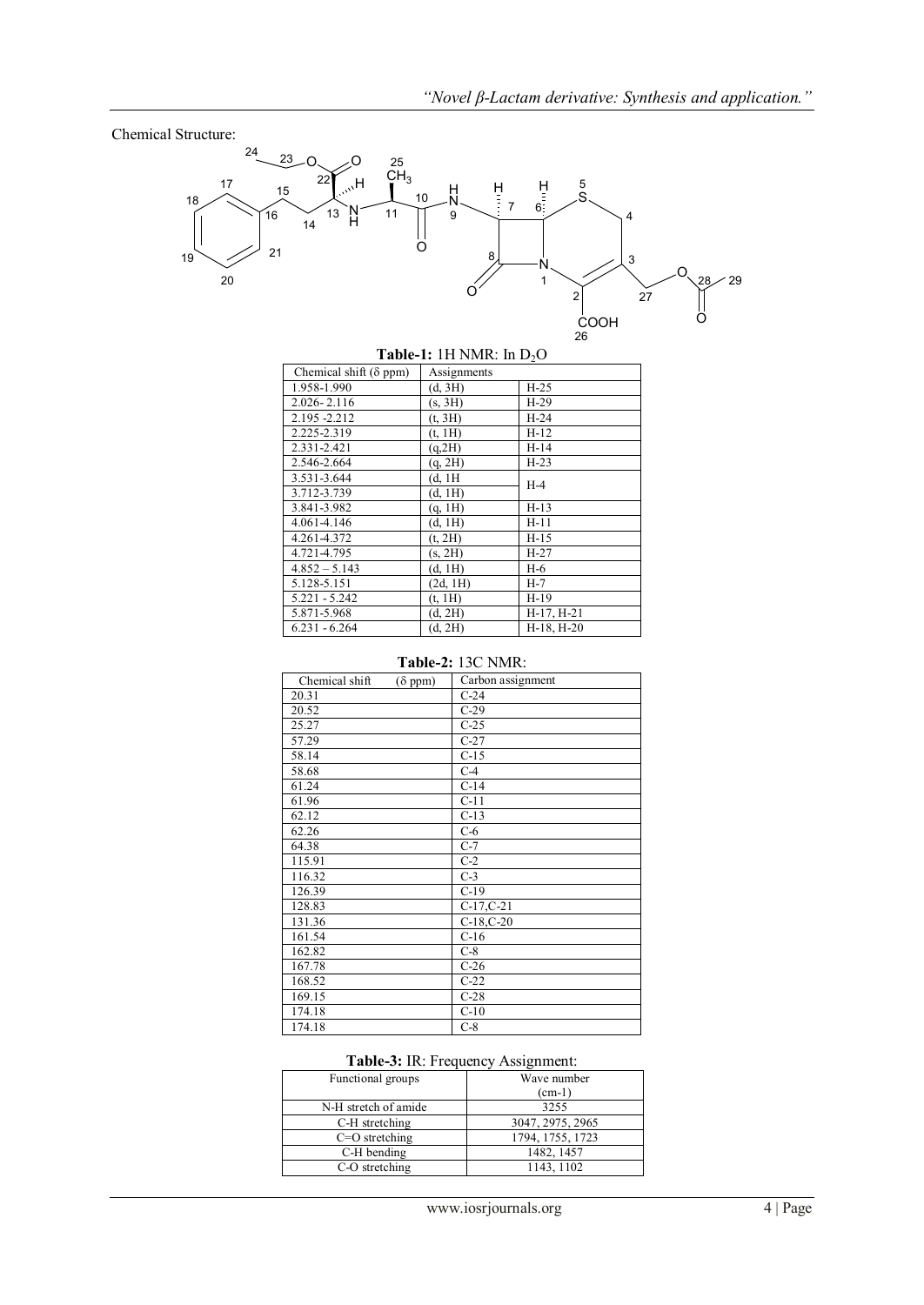Chemical Structure:

**Table-1:** 1H NMR: In $D_2O$

| Chemical shift (δ ppm) | Assignments | |
|---|---|---|
| 1.958-1.990 | (d, 3H) | H-25 |
| 2.026- 2.116 | (s, 3H) | H-29 |
| 2.195 -2.212 | (t, 3H) | H-24 |
| 2.225-2.319 | (t, 1H) | H-12 |
| 2.331-2.421 | (q,2H) | H-14 |
| 2.546-2.664 | (q, 2H) | H-23 |
| 3.531-3.644 | (d, 1H | H-4 |
| 3.712-3.739 | (d, 1H) | |
| 3.841-3.982 | (q, 1H) | H-13 |
| 4.061-4.146 | (d, 1H) | H-11 |
| 4.261-4.372 | (t, 2H) | H-15 |
| 4.721-4.795 | (s, 2H) | H-27 |
| 4.852 – 5.143 | (d, 1H) | H-6 |
| 5.128-5.151 | (2d, 1H) | H-7 |
| 5.221 - 5.242 | (t, 1H) | H-19 |
| 5.871-5.968 | (d, 2H) | H-17, H-21 |
| 6.231 - 6.264 | (d, 2H) | H-18, H-20 |

**Table-2:** 13C NMR:

| Chemical shift (δ ppm) | Carbon assignment |
|---|---|
| 20.31 | C-24 |
| 20.52 | C-29 |
| 25.27 | C-25 |
| 57.29 | C-27 |
| 58.14 | C-15 |
| 58.68 | C-4 |
| 61.24 | C-14 |
| 61.96 | C-11 |
| 62.12 | C-13 |
| 62.26 | C-6 |
| 64.38 | C-7 |
| 115.91 | C-2 |
| 116.32 | C-3 |
| 126.39 | C-19 |
| 128.83 | C-17,C-21 |
| 131.36 | C-18,C-20 |
| 161.54 | C-16 |
| 162.82 | C-8 |
| 167.78 | C-26 |
| 168.52 | C-22 |
| 169.15 | C-28 |
| 174.18 | C-10 |
| 174.18 | C-8 |

**Table-3:** IR: Frequency Assignment:

| Functional groups | Wave number (cm-1) |
|---|---|
| N-H stretch of amide | 3255 |
| C-H stretching | 3047, 2975, 2965 |
| C=O stretching | 1794, 1755, 1723 |
| C-H bending | 1482, 1457 |
| C-O stretching | 1143, 1102 |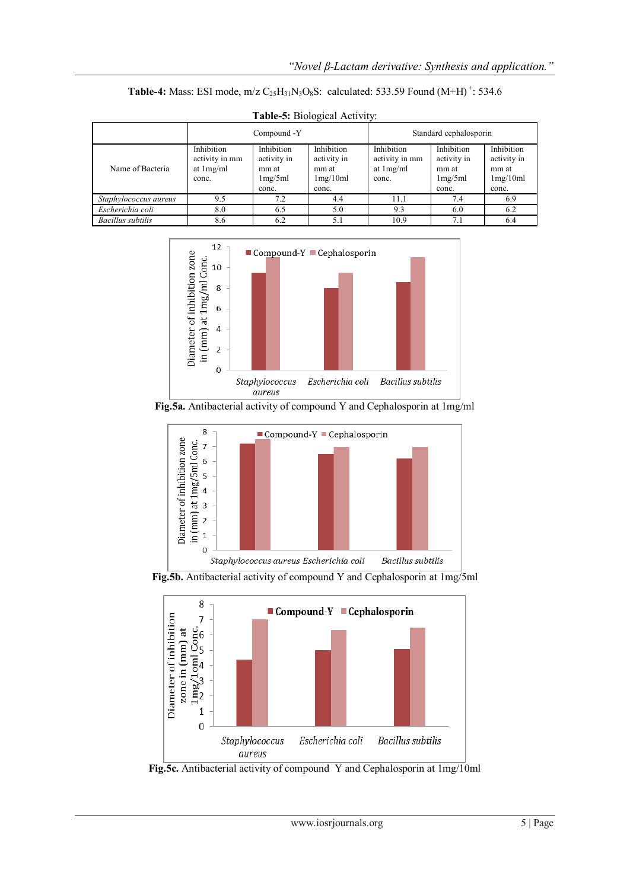**Table-4:** Mass: ESI mode, m/z $C_{25}H_{31}N_3O_8S$: calculated: 533.59 Found $(M+H)^+$: 534.6

**Table-5:** Biological Activity:

| | Compound -Y | | | Standard cephalosporin | | |
|---|---|---|---|---|---|---|
| Name of Bacteria | Inhibition activity in mm at 1mg/ml conc. | Inhibition activity in mm at 1mg/5ml conc. | Inhibition activity in mm at 1mg/10ml conc. | Inhibition activity in mm at 1mg/ml conc. | Inhibition activity in mm at 1mg/5ml conc. | Inhibition activity in mm at 1mg/10ml conc. |
| *Staphylococcus aureus* | 9.5 | 7.2 | 4.4 | 11.1 | 7.4 | 6.9 |
| *Escherichia coli* | 8.0 | 6.5 | 5.0 | 9.3 | 6.0 | 6.2 |
| *Bacillus subtilis* | 8.6 | 6.2 | 5.1 | 10.9 | 7.1 | 6.4 |

Compound-Y Cephalosporin

Diameter of inhibition zone in (mm) at 1mg/ml Conc.

0 2 4 6 8 10 12

*Staphylococcus aureus* *Escherichia coli* *Bacillus subtilis*

**Fig.5a.** Antibacterial activity of compound Y and Cephalosporin at 1mg/ml

Compound-Y Cephalosporin

Diameter of inhibition zone in (mm) at 1mg/5ml Conc.

0 1 2 3 4 5 6 7 8

*Staphylococcus aureus* *Escherichia coli* *Bacillus subtilis*

**Fig.5b.** Antibacterial activity of compound Y and Cephalosporin at 1mg/5ml

Compound-Y Cephalosporin

Diameter of inhibition zone in (mm) at 1mg/10ml Conc.

0 1 2 3 4 5 6 7 8

*Staphylococcus aureus* *Escherichia coli* *Bacillus subtilis*

**Fig.5c.** Antibacterial activity of compound Y and Cephalosporin at 1mg/10ml